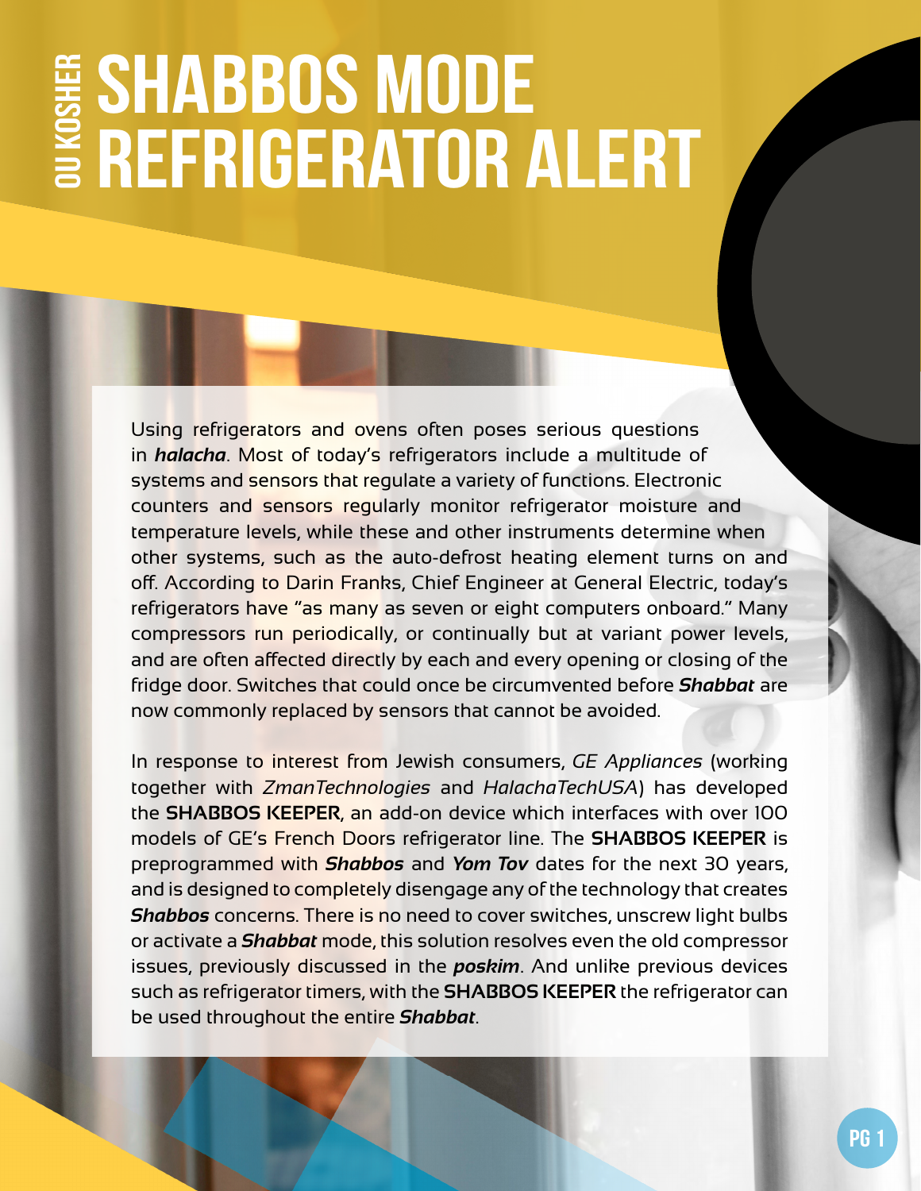OU KOSHER

# SHABBOS MODE REFRIGERATOR ALERT

Using refrigerators and ovens often poses serious questions in ***halacha***. Most of today's refrigerators include a multitude of systems and sensors that regulate a variety of functions. Electronic counters and sensors regularly monitor refrigerator moisture and temperature levels, while these and other instruments determine when other systems, such as the auto-defrost heating element turns on and off. According to Darin Franks, Chief Engineer at General Electric, today's refrigerators have "as many as seven or eight computers onboard." Many compressors run periodically, or continually but at variant power levels, and are often affected directly by each and every opening or closing of the fridge door. Switches that could once be circumvented before ***Shabbat*** are now commonly replaced by sensors that cannot be avoided.

In response to interest from Jewish consumers, *GE Appliances* (working together with *ZmanTechnologies* and *HalachaTechUSA*) has developed the **SHABBOS KEEPER**, an add-on device which interfaces with over 100 models of GE's French Doors refrigerator line. The **SHABBOS KEEPER** is preprogrammed with ***Shabbos*** and ***Yom Tov*** dates for the next 30 years, and is designed to completely disengage any of the technology that creates ***Shabbos*** concerns. There is no need to cover switches, unscrew light bulbs or activate a ***Shabbat*** mode, this solution resolves even the old compressor issues, previously discussed in the ***poskim***. And unlike previous devices such as refrigerator timers, with the **SHABBOS KEEPER** the refrigerator can be used throughout the entire ***Shabbat***.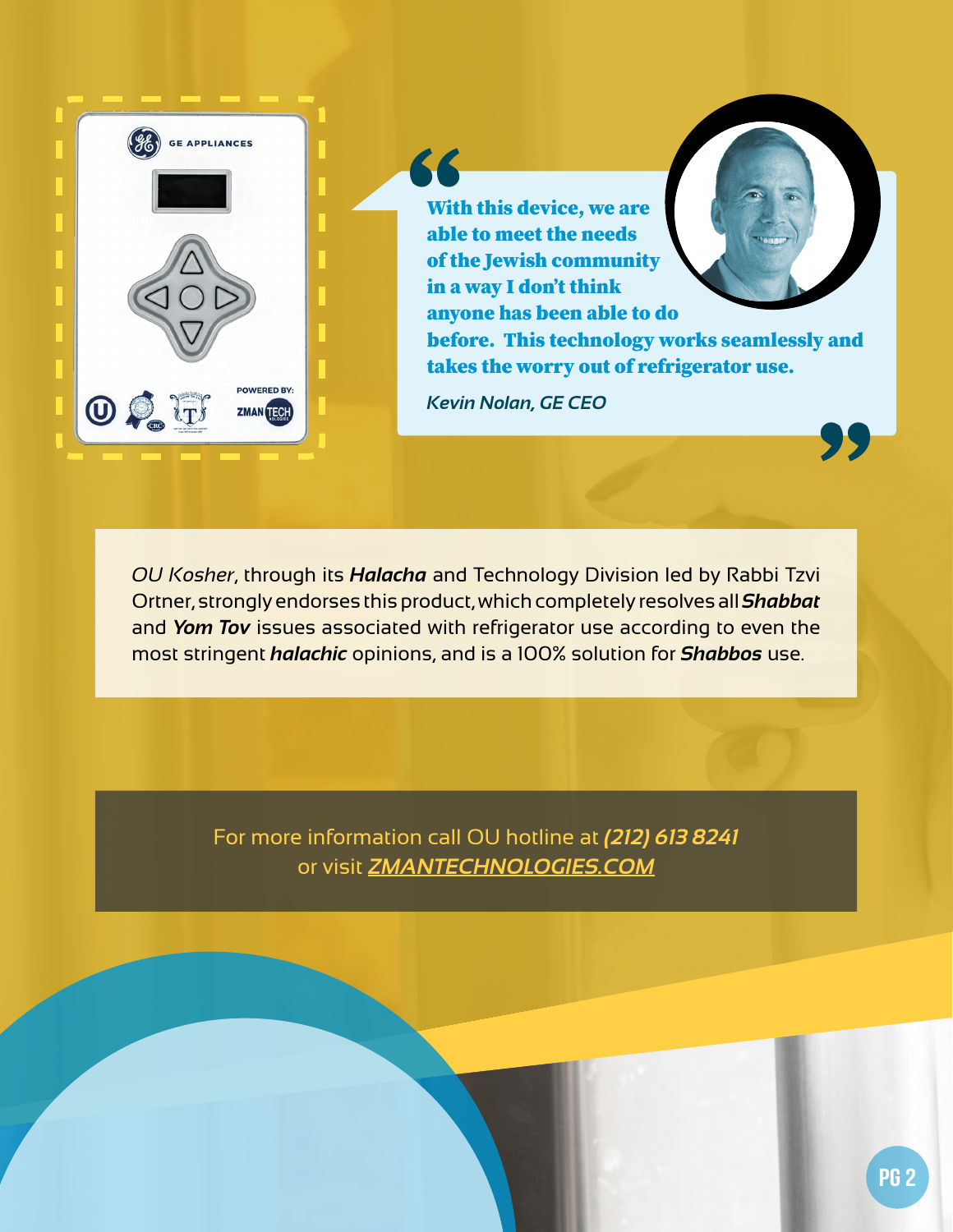> **With this device, we are able to meet the needs of the Jewish community in a way I don't think anyone has been able to do before. This technology works seamlessly and takes the worry out of refrigerator use.**
>
> *Kevin Nolan, GE CEO*

*OU Kosher*, through its ***Halacha*** and Technology Division led by Rabbi Tzvi Ortner, strongly endorses this product, which completely resolves all ***Shabbat*** and ***Yom Tov*** issues associated with refrigerator use according to even the most stringent ***halachic*** opinions, and is a 100% solution for ***Shabbos*** use.

For more information call OU hotline at ***(212) 613 8241***
or visit ***ZMANTECHNOLOGIES.COM***